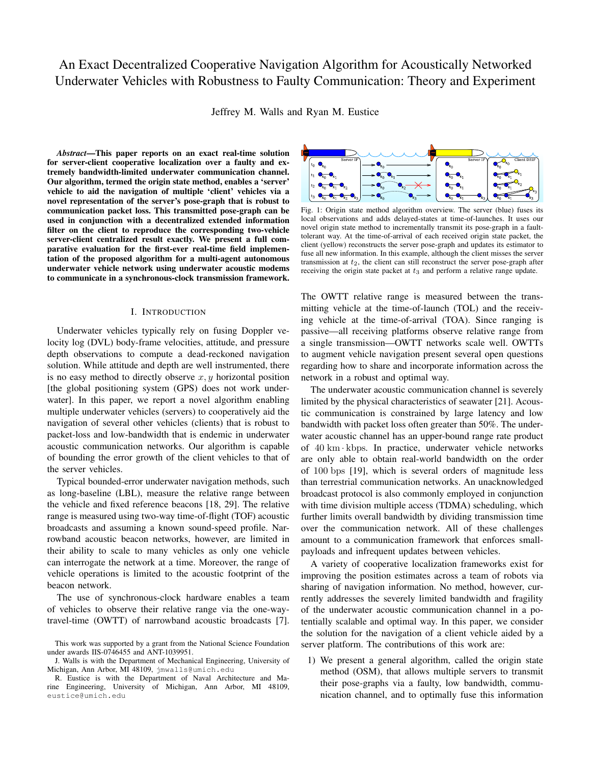# An Exact Decentralized Cooperative Navigation Algorithm for Acoustically Networked Underwater Vehicles with Robustness to Faulty Communication: Theory and Experiment

Jeffrey M. Walls and Ryan M. Eustice

***Abstract*—This paper reports on an exact real-time solution for server-client cooperative localization over a faulty and extremely bandwidth-limited underwater communication channel. Our algorithm, termed the origin state method, enables a 'server' vehicle to aid the navigation of multiple 'client' vehicles via a novel representation of the server's pose-graph that is robust to communication packet loss. This transmitted pose-graph can be used in conjunction with a decentralized extended information filter on the client to reproduce the corresponding two-vehicle server-client centralized result exactly. We present a full comparative evaluation for the first-ever real-time field implementation of the proposed algorithm for a multi-agent autonomous underwater vehicle network using underwater acoustic modems to communicate in a synchronous-clock transmission framework.**

Fig. 1: Origin state method algorithm overview. The server (blue) fuses its local observations and adds delayed-states at time-of-launches. It uses our novel origin state method to incrementally transmit its pose-graph in a fault-tolerant way. At the time-of-arrival of each received origin state packet, the client (yellow) reconstructs the server pose-graph and updates its estimator to fuse all new information. In this example, although the client misses the server transmission at $t_2$, the client can still reconstruct the server pose-graph after receiving the origin state packet at $t_3$ and perform a relative range update.

## I. Introduction

Underwater vehicles typically rely on fusing Doppler velocity log (DVL) body-frame velocities, attitude, and pressure depth observations to compute a dead-reckoned navigation solution. While attitude and depth are well instrumented, there is no easy method to directly observe $x, y$ horizontal position [the global positioning system (GPS) does not work underwater]. In this paper, we report a novel algorithm enabling multiple underwater vehicles (servers) to cooperatively aid the navigation of several other vehicles (clients) that is robust to packet-loss and low-bandwidth that is endemic in underwater acoustic communication networks. Our algorithm is capable of bounding the error growth of the client vehicles to that of the server vehicles.

Typical bounded-error underwater navigation methods, such as long-baseline (LBL), measure the relative range between the vehicle and fixed reference beacons [18, 29]. The relative range is measured using two-way time-of-flight (TOF) acoustic broadcasts and assuming a known sound-speed profile. Narrowband acoustic beacon networks, however, are limited in their ability to scale to many vehicles as only one vehicle can interrogate the network at a time. Moreover, the range of vehicle operations is limited to the acoustic footprint of the beacon network.

The use of synchronous-clock hardware enables a team of vehicles to observe their relative range via the one-way-travel-time (OWTT) of narrowband acoustic broadcasts [7]. The OWTT relative range is measured between the transmitting vehicle at the time-of-launch (TOL) and the receiving vehicle at the time-of-arrival (TOA). Since ranging is passive—all receiving platforms observe relative range from a single transmission—OWTT networks scale well. OWTTs to augment vehicle navigation present several open questions regarding how to share and incorporate information across the network in a robust and optimal way.

The underwater acoustic communication channel is severely limited by the physical characteristics of seawater [21]. Acoustic communication is constrained by large latency and low bandwidth with packet loss often greater than 50%. The underwater acoustic channel has an upper-bound range rate product of $40\ \mathrm{km} \cdot \mathrm{kbps}$. In practice, underwater vehicle networks are only able to obtain real-world bandwidth on the order of $100\ \mathrm{bps}$ [19], which is several orders of magnitude less than terrestrial communication networks. An unacknowledged broadcast protocol is also commonly employed in conjunction with time division multiple access (TDMA) scheduling, which further limits overall bandwidth by dividing transmission time over the communication network. All of these challenges amount to a communication framework that enforces small-payloads and infrequent updates between vehicles.

A variety of cooperative localization frameworks exist for improving the position estimates across a team of robots via sharing of navigation information. No method, however, currently addresses the severely limited bandwidth and fragility of the underwater acoustic communication channel in a potentially scalable and optimal way. In this paper, we consider the solution for the navigation of a client vehicle aided by a server platform. The contributions of this work are:

1) We present a general algorithm, called the origin state method (OSM), that allows multiple servers to transmit their pose-graphs via a faulty, low bandwidth, communication channel, and to optimally fuse this information

This work was supported by a grant from the National Science Foundation under awards IIS-0746455 and ANT-1039951.

J. Walls is with the Department of Mechanical Engineering, University of Michigan, Ann Arbor, MI 48109, jmwalls@umich.edu

R. Eustice is with the Department of Naval Architecture and Marine Engineering, University of Michigan, Ann Arbor, MI 48109, eustice@umich.edu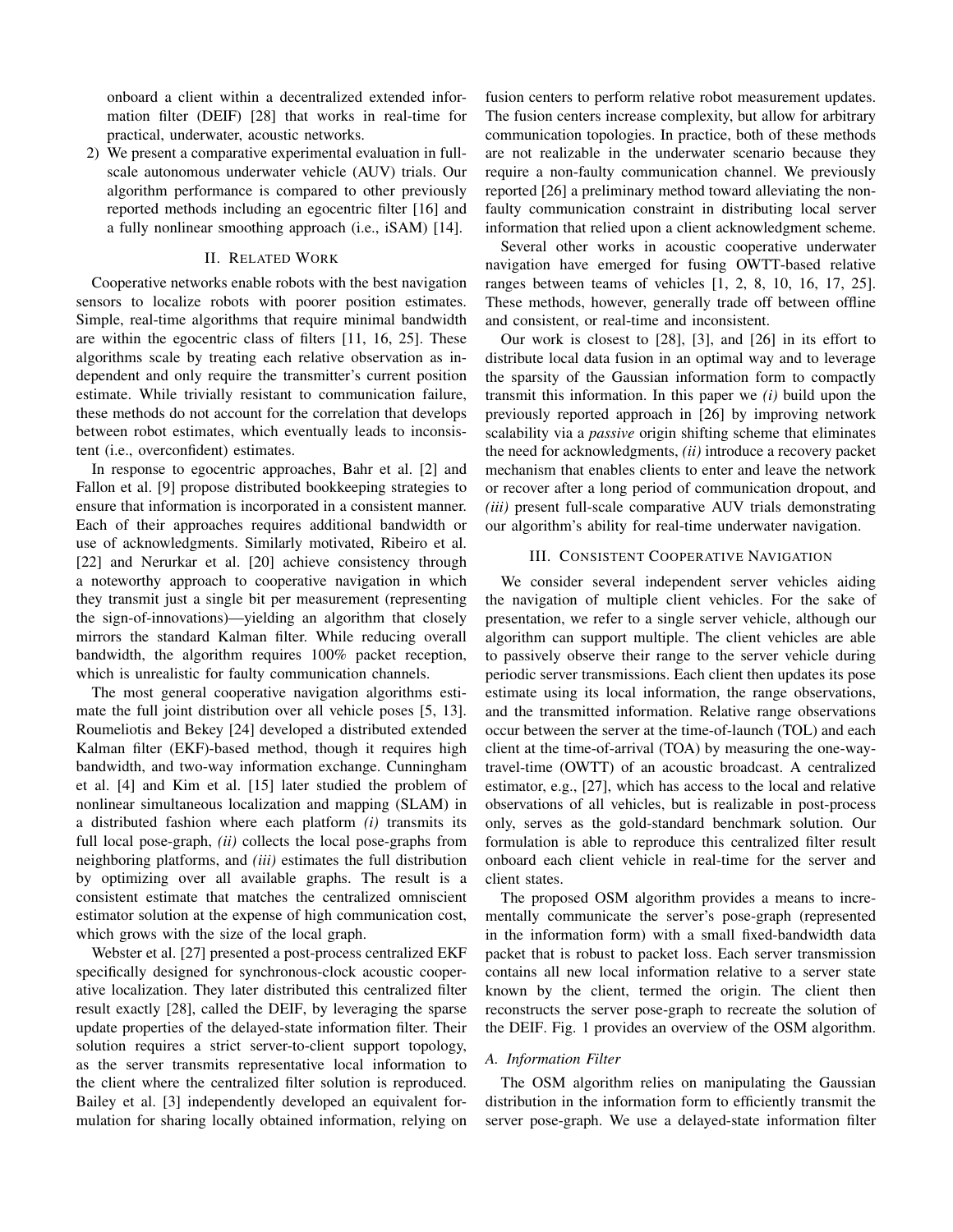onboard a client within a decentralized extended information filter (DEIF) [28] that works in real-time for practical, underwater, acoustic networks.

2) We present a comparative experimental evaluation in full-scale autonomous underwater vehicle (AUV) trials. Our algorithm performance is compared to other previously reported methods including an egocentric filter [16] and a fully nonlinear smoothing approach (i.e., iSAM) [14].

## II. Related Work

Cooperative networks enable robots with the best navigation sensors to localize robots with poorer position estimates. Simple, real-time algorithms that require minimal bandwidth are within the egocentric class of filters [11, 16, 25]. These algorithms scale by treating each relative observation as independent and only require the transmitter's current position estimate. While trivially resistant to communication failure, these methods do not account for the correlation that develops between robot estimates, which eventually leads to inconsistent (i.e., overconfident) estimates.

In response to egocentric approaches, Bahr et al. [2] and Fallon et al. [9] propose distributed bookkeeping strategies to ensure that information is incorporated in a consistent manner. Each of their approaches requires additional bandwidth or use of acknowledgments. Similarly motivated, Ribeiro et al. [22] and Nerurkar et al. [20] achieve consistency through a noteworthy approach to cooperative navigation in which they transmit just a single bit per measurement (representing the sign-of-innovations)—yielding an algorithm that closely mirrors the standard Kalman filter. While reducing overall bandwidth, the algorithm requires 100% packet reception, which is unrealistic for faulty communication channels.

The most general cooperative navigation algorithms estimate the full joint distribution over all vehicle poses [5, 13]. Roumeliotis and Bekey [24] developed a distributed extended Kalman filter (EKF)-based method, though it requires high bandwidth, and two-way information exchange. Cunningham et al. [4] and Kim et al. [15] later studied the problem of nonlinear simultaneous localization and mapping (SLAM) in a distributed fashion where each platform *(i)* transmits its full local pose-graph, *(ii)* collects the local pose-graphs from neighboring platforms, and *(iii)* estimates the full distribution by optimizing over all available graphs. The result is a consistent estimate that matches the centralized omniscient estimator solution at the expense of high communication cost, which grows with the size of the local graph.

Webster et al. [27] presented a post-process centralized EKF specifically designed for synchronous-clock acoustic cooperative localization. They later distributed this centralized filter result exactly [28], called the DEIF, by leveraging the sparse update properties of the delayed-state information filter. Their solution requires a strict server-to-client support topology, as the server transmits representative local information to the client where the centralized filter solution is reproduced. Bailey et al. [3] independently developed an equivalent formulation for sharing locally obtained information, relying on fusion centers to perform relative robot measurement updates. The fusion centers increase complexity, but allow for arbitrary communication topologies. In practice, both of these methods are not realizable in the underwater scenario because they require a non-faulty communication channel. We previously reported [26] a preliminary method toward alleviating the non-faulty communication constraint in distributing local server information that relied upon a client acknowledgment scheme.

Several other works in acoustic cooperative underwater navigation have emerged for fusing OWTT-based relative ranges between teams of vehicles [1, 2, 8, 10, 16, 17, 25]. These methods, however, generally trade off between offline and consistent, or real-time and inconsistent.

Our work is closest to [28], [3], and [26] in its effort to distribute local data fusion in an optimal way and to leverage the sparsity of the Gaussian information form to compactly transmit this information. In this paper we *(i)* build upon the previously reported approach in [26] by improving network scalability via a *passive* origin shifting scheme that eliminates the need for acknowledgments, *(ii)* introduce a recovery packet mechanism that enables clients to enter and leave the network or recover after a long period of communication dropout, and *(iii)* present full-scale comparative AUV trials demonstrating our algorithm's ability for real-time underwater navigation.

## III. Consistent Cooperative Navigation

We consider several independent server vehicles aiding the navigation of multiple client vehicles. For the sake of presentation, we refer to a single server vehicle, although our algorithm can support multiple. The client vehicles are able to passively observe their range to the server vehicle during periodic server transmissions. Each client then updates its pose estimate using its local information, the range observations, and the transmitted information. Relative range observations occur between the server at the time-of-launch (TOL) and each client at the time-of-arrival (TOA) by measuring the one-way-travel-time (OWTT) of an acoustic broadcast. A centralized estimator, e.g., [27], which has access to the local and relative observations of all vehicles, but is realizable in post-process only, serves as the gold-standard benchmark solution. Our formulation is able to reproduce this centralized filter result onboard each client vehicle in real-time for the server and client states.

The proposed OSM algorithm provides a means to incrementally communicate the server's pose-graph (represented in the information form) with a small fixed-bandwidth data packet that is robust to packet loss. Each server transmission contains all new local information relative to a server state known by the client, termed the origin. The client then reconstructs the server pose-graph to recreate the solution of the DEIF. Fig. 1 provides an overview of the OSM algorithm.

### A. Information Filter

The OSM algorithm relies on manipulating the Gaussian distribution in the information form to efficiently transmit the server pose-graph. We use a delayed-state information filter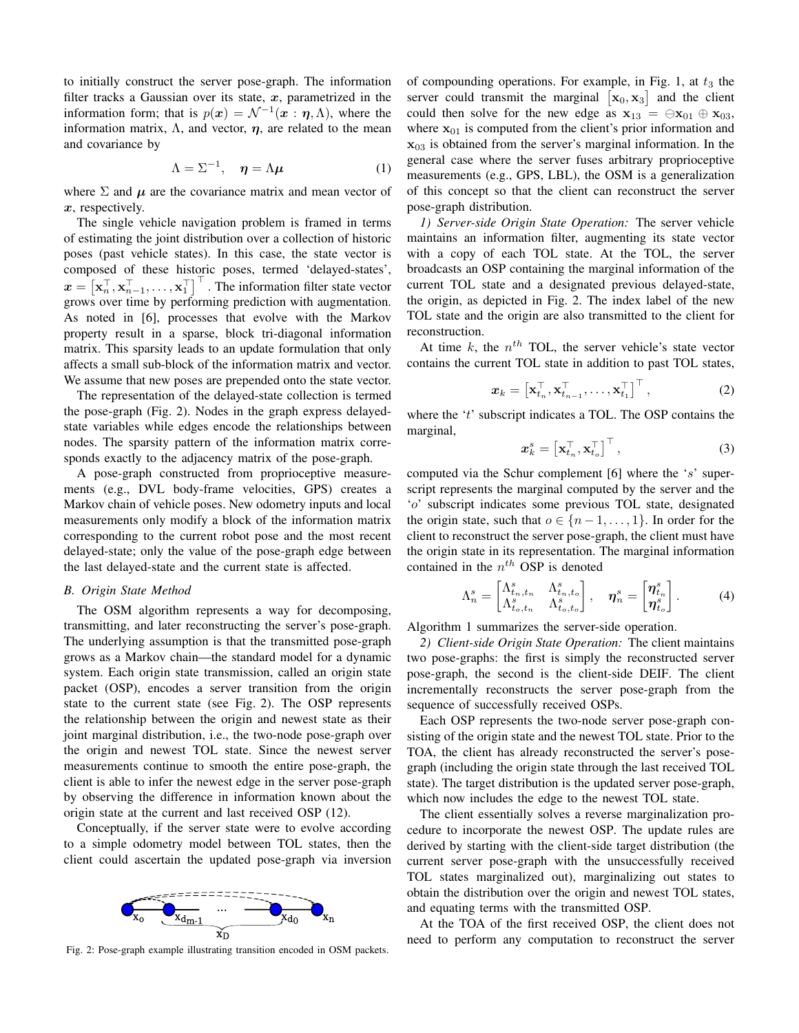to initially construct the server pose-graph. The information filter tracks a Gaussian over its state, $\boldsymbol{x}$, parametrized in the information form; that is $p(\boldsymbol{x}) = \mathcal{N}^{-1}(\boldsymbol{x} : \boldsymbol{\eta}, \Lambda)$, where the information matrix, $\Lambda$, and vector, $\boldsymbol{\eta}$, are related to the mean and covariance by

$$\Lambda = \Sigma^{-1}, \quad \boldsymbol{\eta} = \Lambda \boldsymbol{\mu} \tag{1}$$

where $\Sigma$ and $\boldsymbol{\mu}$ are the covariance matrix and mean vector of $\boldsymbol{x}$, respectively.

The single vehicle navigation problem is framed in terms of estimating the joint distribution over a collection of historic poses (past vehicle states). In this case, the state vector is composed of these historic poses, termed 'delayed-states', $\boldsymbol{x} = \left[\mathbf{x}_n^\top, \mathbf{x}_{n-1}^\top, \ldots, \mathbf{x}_1^\top\right]^\top$. The information filter state vector grows over time by performing prediction with augmentation. As noted in [6], processes that evolve with the Markov property result in a sparse, block tri-diagonal information matrix. This sparsity leads to an update formulation that only affects a small sub-block of the information matrix and vector. We assume that new poses are prepended onto the state vector.

The representation of the delayed-state collection is termed the pose-graph (Fig. 2). Nodes in the graph express delayed-state variables while edges encode the relationships between nodes. The sparsity pattern of the information matrix corresponds exactly to the adjacency matrix of the pose-graph.

A pose-graph constructed from proprioceptive measurements (e.g., DVL body-frame velocities, GPS) creates a Markov chain of vehicle poses. New odometry inputs and local measurements only modify a block of the information matrix corresponding to the current robot pose and the most recent delayed-state; only the value of the pose-graph edge between the last delayed-state and the current state is affected.

### B. Origin State Method

The OSM algorithm represents a way for decomposing, transmitting, and later reconstructing the server's pose-graph. The underlying assumption is that the transmitted pose-graph grows as a Markov chain—the standard model for a dynamic system. Each origin state transmission, called an origin state packet (OSP), encodes a server transition from the origin state to the current state (see Fig. 2). The OSP represents the relationship between the origin and newest state as their joint marginal distribution, i.e., the two-node pose-graph over the origin and newest TOL state. Since the newest server measurements continue to smooth the entire pose-graph, the client is able to infer the newest edge in the server pose-graph by observing the difference in information known about the origin state at the current and last received OSP (12).

Conceptually, if the server state were to evolve according to a simple odometry model between TOL states, then the client could ascertain the updated pose-graph via inversion of compounding operations. For example, in Fig. 1, at $t_3$ the server could transmit the marginal $\left[\mathbf{x}_0, \mathbf{x}_3\right]$ and the client could then solve for the new edge as $\mathbf{x}_{13} = \ominus\mathbf{x}_{01} \oplus \mathbf{x}_{03}$, where $\mathbf{x}_{01}$ is computed from the client's prior information and $\mathbf{x}_{03}$ is obtained from the server's marginal information. In the general case where the server fuses arbitrary proprioceptive measurements (e.g., GPS, LBL), the OSM is a generalization of this concept so that the client can reconstruct the server pose-graph distribution.

Fig. 2: Pose-graph example illustrating transition encoded in OSM packets.

*1) Server-side Origin State Operation:* The server vehicle maintains an information filter, augmenting its state vector with a copy of each TOL state. At the TOL, the server broadcasts an OSP containing the marginal information of the current TOL state and a designated previous delayed-state, the origin, as depicted in Fig. 2. The index label of the new TOL state and the origin are also transmitted to the client for reconstruction.

At time $k$, the $n^{th}$ TOL, the server vehicle's state vector contains the current TOL state in addition to past TOL states,

$$\boldsymbol{x}_k = \left[\mathbf{x}_{t_n}^\top, \mathbf{x}_{t_{n-1}}^\top, \ldots, \mathbf{x}_{t_1}^\top\right]^\top, \tag{2}$$

where the '$t$' subscript indicates a TOL. The OSP contains the marginal,

$$\boldsymbol{x}_k^s = \left[\mathbf{x}_{t_n}^\top, \mathbf{x}_{t_o}^\top\right]^\top, \tag{3}$$

computed via the Schur complement [6] where the '$s$' superscript represents the marginal computed by the server and the '$o$' subscript indicates some previous TOL state, designated the origin state, such that $o \in \{n-1, \ldots, 1\}$. In order for the client to reconstruct the server pose-graph, the client must have the origin state in its representation. The marginal information contained in the $n^{th}$ OSP is denoted

$$\Lambda_n^s = \begin{bmatrix} \Lambda_{t_n,t_n}^s & \Lambda_{t_n,t_o}^s \\ \Lambda_{t_o,t_n}^s & \Lambda_{t_o,t_o}^s \end{bmatrix}, \quad \boldsymbol{\eta}_n^s = \begin{bmatrix} \boldsymbol{\eta}_{t_n}^s \\ \boldsymbol{\eta}_{t_o}^s \end{bmatrix}. \tag{4}$$

Algorithm 1 summarizes the server-side operation.

*2) Client-side Origin State Operation:* The client maintains two pose-graphs: the first is simply the reconstructed server pose-graph, the second is the client-side DEIF. The client incrementally reconstructs the server pose-graph from the sequence of successfully received OSPs.

Each OSP represents the two-node server pose-graph consisting of the origin state and the newest TOL state. Prior to the TOA, the client has already reconstructed the server's pose-graph (including the origin state through the last received TOL state). The target distribution is the updated server pose-graph, which now includes the edge to the newest TOL state.

The client essentially solves a reverse marginalization procedure to incorporate the newest OSP. The update rules are derived by starting with the client-side target distribution (the current server pose-graph with the unsuccessfully received TOL states marginalized out), marginalizing out states to obtain the distribution over the origin and newest TOL states, and equating terms with the transmitted OSP.

At the TOA of the first received OSP, the client does not need to perform any computation to reconstruct the server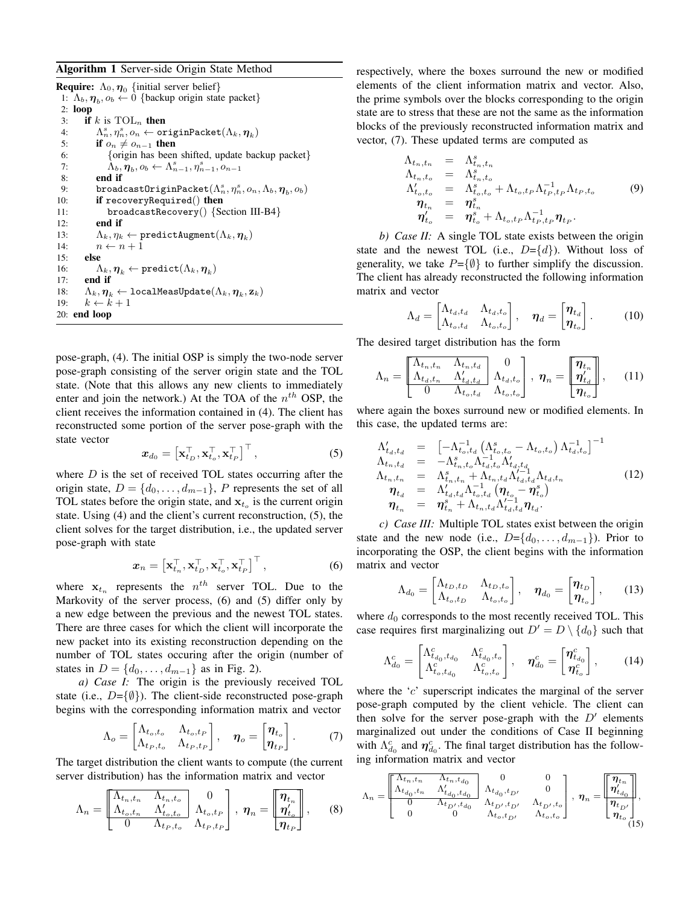**Algorithm 1** Server-side Origin State Method

**Require:** $\Lambda_0, \boldsymbol{\eta}_0$ {initial server belief}

```
1:  Λ_b, η_b, o_b ← 0 {backup origin state packet}
2:  loop
3:      if k is TOL_n then
4:          Λ^s_n, η^s_n, o_n ← originPacket(Λ_k, η_k)
5:          if o_n ≠ o_{n−1} then
6:              {origin has been shifted, update backup packet}
7:              Λ_b, η_b, o_b ← Λ^s_{n−1}, η^s_{n−1}, o_{n−1}
8:          end if
9:          broadcastOriginPacket(Λ^s_n, η^s_n, o_n, Λ_b, η_b, o_b)
10:         if recoveryRequired() then
11:             broadcastRecovery() {Section III-B4}
12:         end if
13:         Λ_k, η_k ← predictAugment(Λ_k, η_k)
14:         n ← n + 1
15:     else
16:         Λ_k, η_k ← predict(Λ_k, η_k)
17:     end if
18:     Λ_k, η_k ← localMeasUpdate(Λ_k, η_k, z_k)
19:     k ← k + 1
20: end loop
```

pose-graph, (4). The initial OSP is simply the two-node server pose-graph consisting of the server origin state and the TOL state. (Note that this allows any new clients to immediately enter and join the network.) At the TOA of the $n^{th}$ OSP, the client receives the information contained in (4). The client has reconstructed some portion of the server pose-graph with the state vector

$$\boldsymbol{x}_{d_0} = \left[\mathbf{x}_{t_D}^\top, \mathbf{x}_{t_o}^\top, \mathbf{x}_{t_P}^\top\right]^\top, \tag{5}$$

where $D$ is the set of received TOL states occurring after the origin state, $D = \{d_0, \ldots, d_{m-1}\}$, $P$ represents the set of all TOL states before the origin state, and $\mathbf{x}_{t_o}$ is the current origin state. Using (4) and the client's current reconstruction, (5), the client solves for the target distribution, i.e., the updated server pose-graph with state

$$\boldsymbol{x}_n = \left[\mathbf{x}_{t_n}^\top, \mathbf{x}_{t_D}^\top, \mathbf{x}_{t_o}^\top, \mathbf{x}_{t_P}^\top\right]^\top, \tag{6}$$

where $\mathbf{x}_{t_n}$ represents the $n^{th}$ server TOL. Due to the Markovity of the server process, (6) and (5) differ only by a new edge between the previous and the newest TOL states. There are three cases for which the client will incorporate the new packet into its existing reconstruction depending on the number of TOL states occuring after the origin (number of states in $D = \{d_0, \ldots, d_{m-1}\}$ as in Fig. 2).

*a) Case I:* The origin is the previously received TOL state (i.e., $D$=$\{\emptyset\}$). The client-side reconstructed pose-graph begins with the corresponding information matrix and vector

$$\Lambda_o = \begin{bmatrix} \Lambda_{t_o,t_o} & \Lambda_{t_o,t_P} \\ \Lambda_{t_P,t_o} & \Lambda_{t_P,t_P} \end{bmatrix}, \quad \boldsymbol{\eta}_o = \begin{bmatrix} \boldsymbol{\eta}_{t_o} \\ \boldsymbol{\eta}_{t_P} \end{bmatrix}. \tag{7}$$

The target distribution the client wants to compute (the current server distribution) has the information matrix and vector

$$\Lambda_n = \begin{bmatrix} \boxed{\begin{matrix} \Lambda_{t_n,t_n} & \Lambda_{t_n,t_o} \\ \Lambda_{t_o,t_n} & \Lambda'_{t_o,t_o} \end{matrix}} & \begin{matrix} 0 \\ \Lambda_{t_o,t_P} \end{matrix} \\ \begin{matrix} 0 & \Lambda_{t_P,t_o} \end{matrix} & \Lambda_{t_P,t_P} \end{bmatrix}, \ \boldsymbol{\eta}_n = \begin{bmatrix} \boxed{\begin{matrix} \boldsymbol{\eta}_{t_n} \\ \boldsymbol{\eta}'_{t_o} \end{matrix}} \\ \boldsymbol{\eta}_{t_P} \end{bmatrix}, \tag{8}$$

respectively, where the boxes surround the new or modified elements of the client information matrix and vector. Also, the prime symbols over the blocks corresponding to the origin state are to stress that these are not the same as the information blocks of the previously reconstructed information matrix and vector, (7). These updated terms are computed as

$$\begin{aligned} \Lambda_{t_n,t_n} &= \Lambda^s_{t_n,t_n} \\ \Lambda_{t_n,t_o} &= \Lambda^s_{t_n,t_o} \\ \Lambda'_{t_o,t_o} &= \Lambda^s_{t_o,t_o} + \Lambda_{t_o,t_P}\Lambda^{-1}_{t_P,t_P}\Lambda_{t_P,t_o} \\ \boldsymbol{\eta}_{t_n} &= \boldsymbol{\eta}^s_{t_n} \\ \boldsymbol{\eta}'_{t_o} &= \boldsymbol{\eta}^s_{t_o} + \Lambda_{t_o,t_P}\Lambda^{-1}_{t_P,t_P}\boldsymbol{\eta}_{t_P}. \end{aligned} \tag{9}$$

*b) Case II:* A single TOL state exists between the origin state and the newest TOL (i.e., $D$=$\{d\}$). Without loss of generality, we take $P$=$\{\emptyset\}$ to further simplify the discussion. The client has already reconstructed the following information matrix and vector

$$\Lambda_d = \begin{bmatrix} \Lambda_{t_d,t_d} & \Lambda_{t_d,t_o} \\ \Lambda_{t_o,t_d} & \Lambda_{t_o,t_o} \end{bmatrix}, \quad \boldsymbol{\eta}_d = \begin{bmatrix} \boldsymbol{\eta}_{t_d} \\ \boldsymbol{\eta}_{t_o} \end{bmatrix}. \tag{10}$$

The desired target distribution has the form

$$\Lambda_n = \begin{bmatrix} \boxed{\begin{matrix} \Lambda_{t_n,t_n} & \Lambda_{t_n,t_d} \\ \Lambda_{t_d,t_n} & \Lambda'_{t_d,t_d} \end{matrix}} & \begin{matrix} 0 \\ \Lambda_{t_d,t_o} \end{matrix} \\ \begin{matrix} 0 & \Lambda_{t_o,t_d} \end{matrix} & \Lambda_{t_o,t_o} \end{bmatrix}, \ \boldsymbol{\eta}_n = \begin{bmatrix} \boxed{\begin{matrix} \boldsymbol{\eta}_{t_n} \\ \boldsymbol{\eta}'_{t_d} \end{matrix}} \\ \boldsymbol{\eta}_{t_o} \end{bmatrix}, \tag{11}$$

where again the boxes surround new or modified elements. In this case, the updated terms are:

$$\begin{aligned} \Lambda'_{t_d,t_d} &= \left[-\Lambda^{-1}_{t_o,t_d}\left(\Lambda^s_{t_o,t_o} - \Lambda_{t_o,t_o}\right)\Lambda^{-1}_{t_d,t_o}\right]^{-1} \\ \Lambda_{t_n,t_d} &= -\Lambda^s_{t_n,t_o}\Lambda^{-1}_{t_d,t_o}\Lambda'_{t_d,t_d} \\ \Lambda_{t_n,t_n} &= \Lambda^s_{t_n,t_n} + \Lambda_{t_n,t_d}\Lambda'^{-1}_{t_d,t_d}\Lambda_{t_d,t_n} \\ \boldsymbol{\eta}_{t_d} &= \Lambda'_{t_d,t_d}\Lambda^{-1}_{t_o,t_d}\left(\boldsymbol{\eta}_{t_o} - \boldsymbol{\eta}^s_{t_o}\right) \\ \boldsymbol{\eta}_{t_n} &= \boldsymbol{\eta}^s_{t_n} + \Lambda_{t_n,t_d}\Lambda'^{-1}_{t_d,t_d}\boldsymbol{\eta}_{t_d}. \end{aligned} \tag{12}$$

*c) Case III:* Multiple TOL states exist between the origin state and the new node (i.e., $D$=$\{d_0, \ldots, d_{m-1}\}$). Prior to incorporating the OSP, the client begins with the information matrix and vector

$$\Lambda_{d_0} = \begin{bmatrix} \Lambda_{t_D,t_D} & \Lambda_{t_D,t_o} \\ \Lambda_{t_o,t_D} & \Lambda_{t_o,t_o} \end{bmatrix}, \quad \boldsymbol{\eta}_{d_0} = \begin{bmatrix} \boldsymbol{\eta}_{t_D} \\ \boldsymbol{\eta}_{t_o} \end{bmatrix}, \tag{13}$$

where $d_0$ corresponds to the most recently received TOL. This case requires first marginalizing out $D' = D \setminus \{d_0\}$ such that

$$\Lambda^c_{d_0} = \begin{bmatrix} \Lambda^c_{t_{d_0},t_{d_0}} & \Lambda^c_{t_{d_0},t_o} \\ \Lambda^c_{t_o,t_{d_0}} & \Lambda^c_{t_o,t_o} \end{bmatrix}, \quad \boldsymbol{\eta}^c_{d_0} = \begin{bmatrix} \boldsymbol{\eta}^c_{t_{d_0}} \\ \boldsymbol{\eta}^c_{t_o} \end{bmatrix}, \tag{14}$$

where the '$c$' superscript indicates the marginal of the server pose-graph computed by the client vehicle. The client can then solve for the server pose-graph with the $D'$ elements marginalized out under the conditions of Case II beginning with $\Lambda^c_{d_0}$ and $\boldsymbol{\eta}^c_{d_0}$. The final target distribution has the following information matrix and vector

$$\Lambda_n = \begin{bmatrix} \boxed{\begin{matrix} \Lambda_{t_n,t_n} & \Lambda_{t_n,t_{d_0}} \\ \Lambda_{t_{d_0},t_n} & \Lambda'_{t_{d_0},t_{d_0}} \end{matrix}} & \begin{matrix} 0 & 0 \\ \Lambda_{t_{d_0},t_{D'}} & 0 \end{matrix} \\ \begin{matrix} 0 & \Lambda_{t_{D'},t_{d_0}} \\ 0 & 0 \end{matrix} & \begin{matrix} \Lambda_{t_{D'},t_{D'}} & \Lambda_{t_{D'},t_o} \\ \Lambda_{t_o,t_{D'}} & \Lambda_{t_o,t_o} \end{matrix} \end{bmatrix}, \ \boldsymbol{\eta}_n = \begin{bmatrix} \boxed{\begin{matrix} \boldsymbol{\eta}_{t_n} \\ \boldsymbol{\eta}'_{t_{d_0}} \end{matrix}} \\ \boldsymbol{\eta}_{t_{D'}} \\ \boldsymbol{\eta}_{t_o} \end{bmatrix}, \tag{15}$$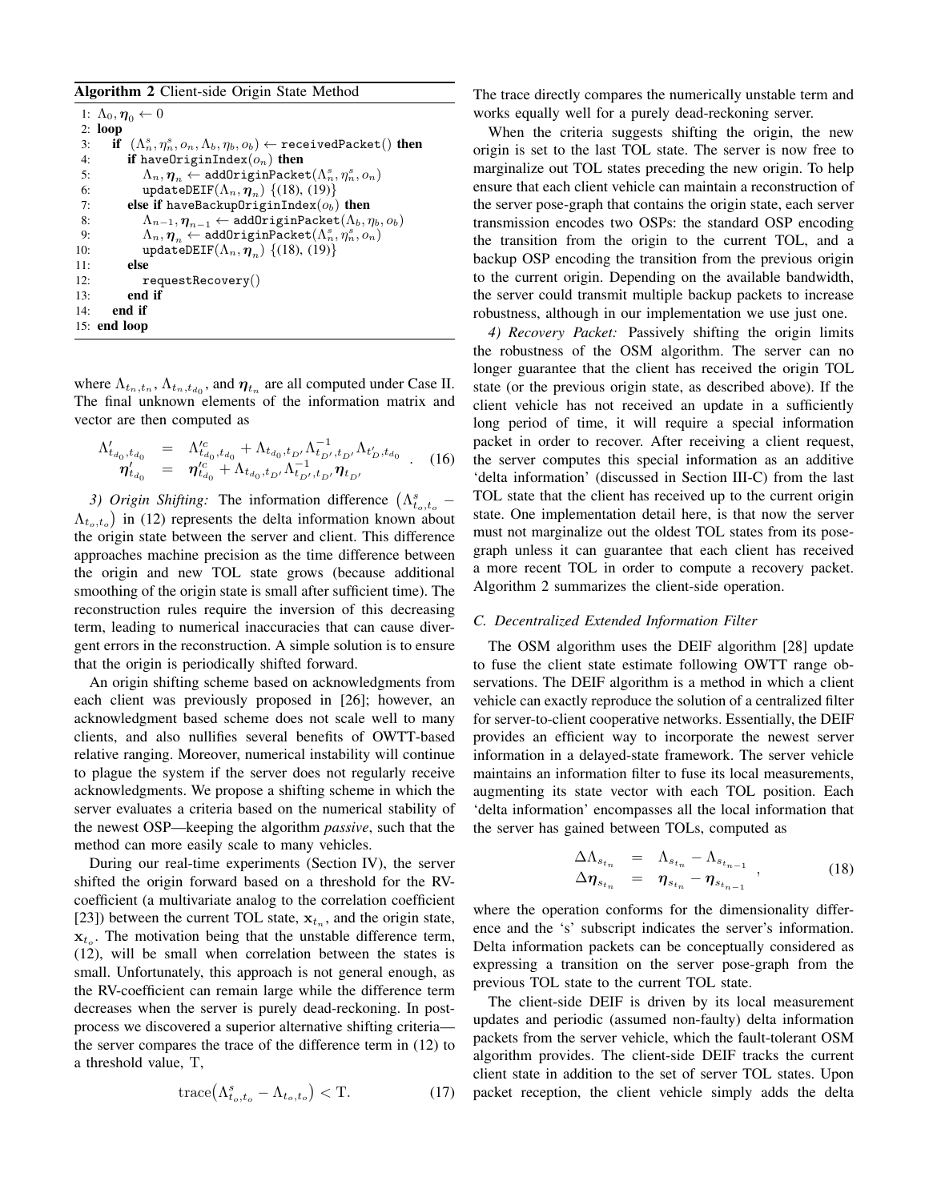**Algorithm 2** Client-side Origin State Method

```
1: Λ_0, η_0 ← 0
2: loop
3:   if (Λ^s_n, η^s_n, o_n, Λ_b, η_b, o_b) ← receivedPacket() then
4:     if haveOriginIndex(o_n) then
5:       Λ_n, η_n ← addOriginPacket(Λ^s_n, η^s_n, o_n)
6:       updateDEIF(Λ_n, η_n) {(18), (19)}
7:     else if haveBackupOriginIndex(o_b) then
8:       Λ_{n-1}, η_{n-1} ← addOriginPacket(Λ_b, η_b, o_b)
9:       Λ_n, η_n ← addOriginPacket(Λ^s_n, η^s_n, o_n)
10:      updateDEIF(Λ_n, η_n) {(18), (19)}
11:    else
12:      requestRecovery()
13:    end if
14:  end if
15: end loop
```

where $\Lambda_{t_n,t_n}$, $\Lambda_{t_n,t_{d_0}}$, and $\boldsymbol{\eta}_{t_n}$ are all computed under Case II. The final unknown elements of the information matrix and vector are then computed as

$$
\begin{array}{rcl}
\Lambda'_{t_{d_0},t_{d_0}} & = & \Lambda'^{c}_{t_{d_0},t_{d_0}} + \Lambda_{t_{d_0},t_{D'}} \Lambda^{-1}_{t_{D'},t_{D'}} \Lambda_{t'_D,t_{d_0}} \\
\boldsymbol{\eta}'_{t_{d_0}} & = & \boldsymbol{\eta}'^{c}_{t_{d_0}} + \Lambda_{t_{d_0},t_{D'}} \Lambda^{-1}_{t_{D'},t_{D'}} \boldsymbol{\eta}_{t_{D'}}
\end{array} . \quad (16)
$$

*3) Origin Shifting:* The information difference $\left(\Lambda^s_{t_o,t_o} - \Lambda_{t_o,t_o}\right)$ in (12) represents the delta information known about the origin state between the server and client. This difference approaches machine precision as the time difference between the origin and new TOL state grows (because additional smoothing of the origin state is small after sufficient time). The reconstruction rules require the inversion of this decreasing term, leading to numerical inaccuracies that can cause divergent errors in the reconstruction. A simple solution is to ensure that the origin is periodically shifted forward.

An origin shifting scheme based on acknowledgments from each client was previously proposed in [26]; however, an acknowledgment based scheme does not scale well to many clients, and also nullifies several benefits of OWTT-based relative ranging. Moreover, numerical instability will continue to plague the system if the server does not regularly receive acknowledgments. We propose a shifting scheme in which the server evaluates a criteria based on the numerical stability of the newest OSP—keeping the algorithm *passive*, such that the method can more easily scale to many vehicles.

During our real-time experiments (Section IV), the server shifted the origin forward based on a threshold for the RV-coefficient (a multivariate analog to the correlation coefficient [23]) between the current TOL state, $\mathbf{x}_{t_n}$, and the origin state, $\mathbf{x}_{t_o}$. The motivation being that the unstable difference term, (12), will be small when correlation between the states is small. Unfortunately, this approach is not general enough, as the RV-coefficient can remain large while the difference term decreases when the server is purely dead-reckoning. In post-process we discovered a superior alternative shifting criteria—the server compares the trace of the difference term in (12) to a threshold value, T,

$$
\operatorname{trace}\left(\Lambda^s_{t_o,t_o} - \Lambda_{t_o,t_o}\right) < \mathrm{T}. \quad (17)
$$

The trace directly compares the numerically unstable term and works equally well for a purely dead-reckoning server.

When the criteria suggests shifting the origin, the new origin is set to the last TOL state. The server is now free to marginalize out TOL states preceding the new origin. To help ensure that each client vehicle can maintain a reconstruction of the server pose-graph that contains the origin state, each server transmission encodes two OSPs: the standard OSP encoding the transition from the origin to the current TOL, and a backup OSP encoding the transition from the previous origin to the current origin. Depending on the available bandwidth, the server could transmit multiple backup packets to increase robustness, although in our implementation we use just one.

*4) Recovery Packet:* Passively shifting the origin limits the robustness of the OSM algorithm. The server can no longer guarantee that the client has received the origin TOL state (or the previous origin state, as described above). If the client vehicle has not received an update in a sufficiently long period of time, it will require a special information packet in order to recover. After receiving a client request, the server computes this special information as an additive 'delta information' (discussed in Section III-C) from the last TOL state that the client has received up to the current origin state. One implementation detail here, is that now the server must not marginalize out the oldest TOL states from its pose-graph unless it can guarantee that each client has received a more recent TOL in order to compute a recovery packet. Algorithm 2 summarizes the client-side operation.

### C. Decentralized Extended Information Filter

The OSM algorithm uses the DEIF algorithm [28] update to fuse the client state estimate following OWTT range observations. The DEIF algorithm is a method in which a client vehicle can exactly reproduce the solution of a centralized filter for server-to-client cooperative networks. Essentially, the DEIF provides an efficient way to incorporate the newest server information in a delayed-state framework. The server vehicle maintains an information filter to fuse its local measurements, augmenting its state vector with each TOL position. Each 'delta information' encompasses all the local information that the server has gained between TOLs, computed as

$$
\begin{array}{rcl}
\Delta\Lambda_{s_{t_n}} & = & \Lambda_{s_{t_n}} - \Lambda_{s_{t_{n-1}}} \\
\Delta\boldsymbol{\eta}_{s_{t_n}} & = & \boldsymbol{\eta}_{s_{t_n}} - \boldsymbol{\eta}_{s_{t_{n-1}}}
\end{array} , \quad (18)
$$

where the operation conforms for the dimensionality difference and the 's' subscript indicates the server's information. Delta information packets can be conceptually considered as expressing a transition on the server pose-graph from the previous TOL state to the current TOL state.

The client-side DEIF is driven by its local measurement updates and periodic (assumed non-faulty) delta information packets from the server vehicle, which the fault-tolerant OSM algorithm provides. The client-side DEIF tracks the current client state in addition to the set of server TOL states. Upon packet reception, the client vehicle simply adds the delta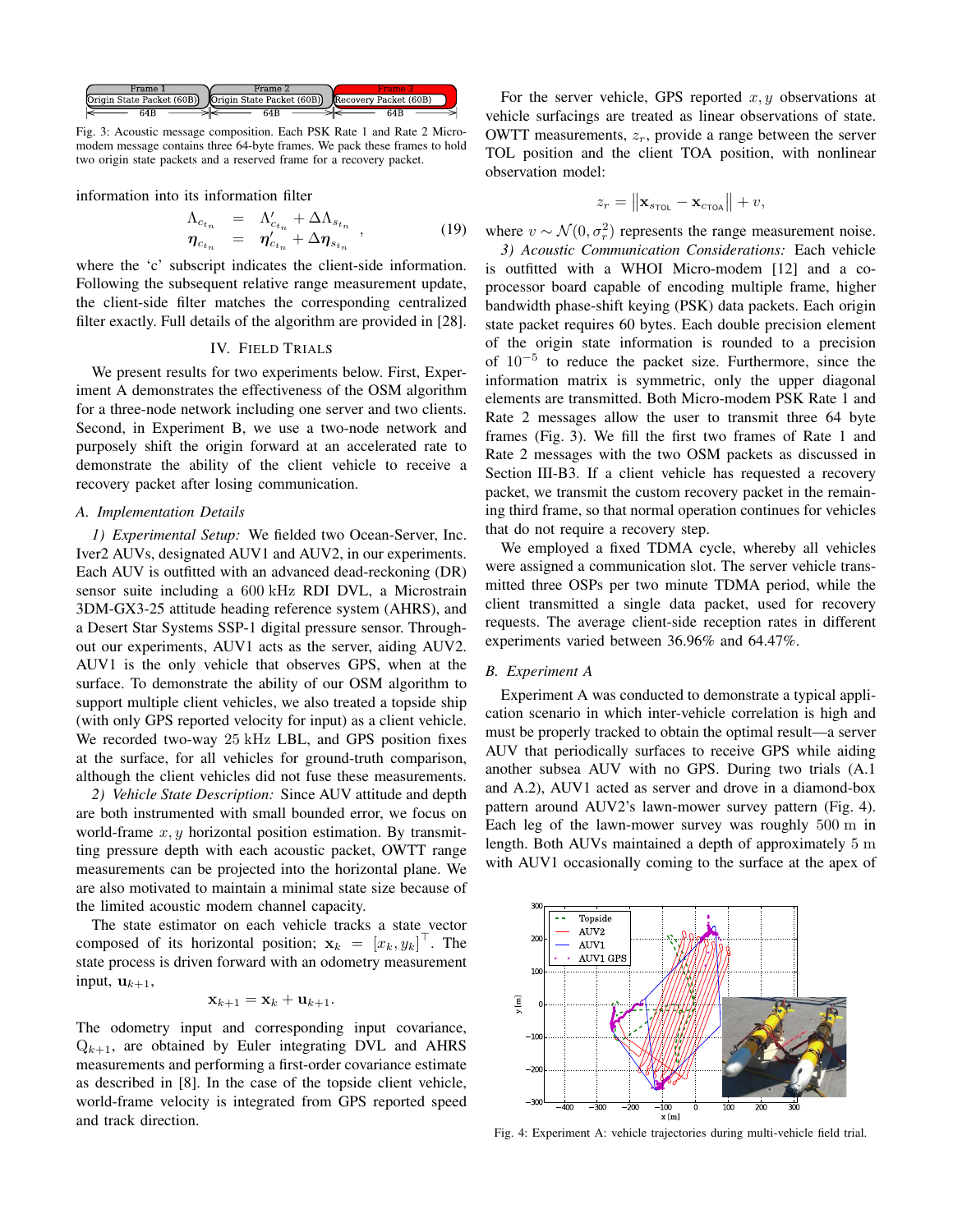Fig. 3: Acoustic message composition. Each PSK Rate 1 and Rate 2 Micro-modem message contains three 64-byte frames. We pack these frames to hold two origin state packets and a reserved frame for a recovery packet.

information into its information filter

$$
\begin{aligned}
\Lambda_{c_{t_n}} &= \Lambda'_{c_{t_n}} + \Delta\Lambda_{s_{t_n}} \\
\boldsymbol{\eta}_{c_{t_n}} &= \boldsymbol{\eta}'_{c_{t_n}} + \Delta\boldsymbol{\eta}_{s_{t_n}}
\end{aligned}
\quad , \tag{19}
$$

where the 'c' subscript indicates the client-side information. Following the subsequent relative range measurement update, the client-side filter matches the corresponding centralized filter exactly. Full details of the algorithm are provided in [28].

## IV. Field Trials

We present results for two experiments below. First, Experiment A demonstrates the effectiveness of the OSM algorithm for a three-node network including one server and two clients. Second, in Experiment B, we use a two-node network and purposely shift the origin forward at an accelerated rate to demonstrate the ability of the client vehicle to receive a recovery packet after losing communication.

### A. Implementation Details

*1) Experimental Setup:* We fielded two Ocean-Server, Inc. Iver2 AUVs, designated AUV1 and AUV2, in our experiments. Each AUV is outfitted with an advanced dead-reckoning (DR) sensor suite including a 600 kHz RDI DVL, a Microstrain 3DM-GX3-25 attitude heading reference system (AHRS), and a Desert Star Systems SSP-1 digital pressure sensor. Throughout our experiments, AUV1 acts as the server, aiding AUV2. AUV1 is the only vehicle that observes GPS, when at the surface. To demonstrate the ability of our OSM algorithm to support multiple client vehicles, we also treated a topside ship (with only GPS reported velocity for input) as a client vehicle. We recorded two-way 25 kHz LBL, and GPS position fixes at the surface, for all vehicles for ground-truth comparison, although the client vehicles did not fuse these measurements.

*2) Vehicle State Description:* Since AUV attitude and depth are both instrumented with small bounded error, we focus on world-frame $x, y$ horizontal position estimation. By transmitting pressure depth with each acoustic packet, OWTT range measurements can be projected into the horizontal plane. We are also motivated to maintain a minimal state size because of the limited acoustic modem channel capacity.

The state estimator on each vehicle tracks a state vector composed of its horizontal position; $\mathbf{x}_k = [x_k, y_k]^\top$. The state process is driven forward with an odometry measurement input, $\mathbf{u}_{k+1}$,

$$
\mathbf{x}_{k+1} = \mathbf{x}_k + \mathbf{u}_{k+1}.
$$

The odometry input and corresponding input covariance, $Q_{k+1}$, are obtained by Euler integrating DVL and AHRS measurements and performing a first-order covariance estimate as described in [8]. In the case of the topside client vehicle, world-frame velocity is integrated from GPS reported speed and track direction.

For the server vehicle, GPS reported $x, y$ observations at vehicle surfacings are treated as linear observations of state. OWTT measurements, $z_r$, provide a range between the server TOL position and the client TOA position, with nonlinear observation model:

$$
z_r = \left\| \mathbf{x}_{s_{\text{TOL}}} - \mathbf{x}_{c_{\text{TOA}}} \right\| + v,
$$

where $v \sim \mathcal{N}(0, \sigma_r^2)$ represents the range measurement noise.

*3) Acoustic Communication Considerations:* Each vehicle is outfitted with a WHOI Micro-modem [12] and a co-processor board capable of encoding multiple frame, higher bandwidth phase-shift keying (PSK) data packets. Each origin state packet requires 60 bytes. Each double precision element of the origin state information is rounded to a precision of $10^{-5}$ to reduce the packet size. Furthermore, since the information matrix is symmetric, only the upper diagonal elements are transmitted. Both Micro-modem PSK Rate 1 and Rate 2 messages allow the user to transmit three 64 byte frames (Fig. 3). We fill the first two frames of Rate 1 and Rate 2 messages with the two OSM packets as discussed in Section III-B3. If a client vehicle has requested a recovery packet, we transmit the custom recovery packet in the remaining third frame, so that normal operation continues for vehicles that do not require a recovery step.

We employed a fixed TDMA cycle, whereby all vehicles were assigned a communication slot. The server vehicle transmitted three OSPs per two minute TDMA period, while the client transmitted a single data packet, used for recovery requests. The average client-side reception rates in different experiments varied between 36.96% and 64.47%.

### B. Experiment A

Experiment A was conducted to demonstrate a typical application scenario in which inter-vehicle correlation is high and must be properly tracked to obtain the optimal result—a server AUV that periodically surfaces to receive GPS while aiding another subsea AUV with no GPS. During two trials (A.1 and A.2), AUV1 acted as server and drove in a diamond-box pattern around AUV2's lawn-mower survey pattern (Fig. 4). Each leg of the lawn-mower survey was roughly 500 m in length. Both AUVs maintained a depth of approximately 5 m with AUV1 occasionally coming to the surface at the apex of

Fig. 4: Experiment A: vehicle trajectories during multi-vehicle field trial.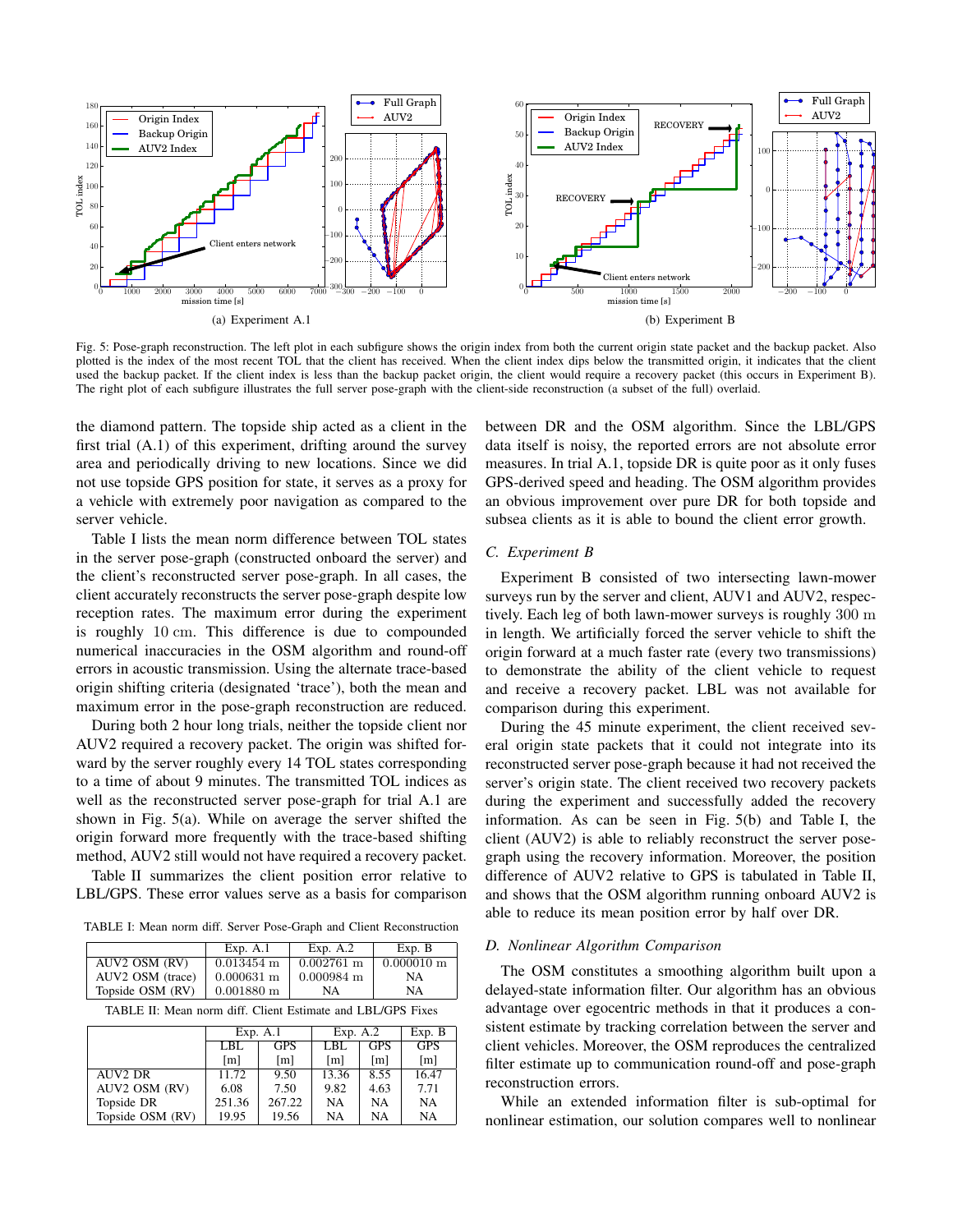(a) Experiment A.1

(b) Experiment B

Fig. 5: Pose-graph reconstruction. The left plot in each subfigure shows the origin index from both the current origin state packet and the backup packet. Also plotted is the index of the most recent TOL that the client has received. When the client index dips below the transmitted origin, it indicates that the client used the backup packet. If the client index is less than the backup packet origin, the client would require a recovery packet (this occurs in Experiment B). The right plot of each subfigure illustrates the full server pose-graph with the client-side reconstruction (a subset of the full) overlaid.

the diamond pattern. The topside ship acted as a client in the first trial (A.1) of this experiment, drifting around the survey area and periodically driving to new locations. Since we did not use topside GPS position for state, it serves as a proxy for a vehicle with extremely poor navigation as compared to the server vehicle.

Table I lists the mean norm difference between TOL states in the server pose-graph (constructed onboard the server) and the client's reconstructed server pose-graph. In all cases, the client accurately reconstructs the server pose-graph despite low reception rates. The maximum error during the experiment is roughly $10\,\mathrm{cm}$. This difference is due to compounded numerical inaccuracies in the OSM algorithm and round-off errors in acoustic transmission. Using the alternate trace-based origin shifting criteria (designated 'trace'), both the mean and maximum error in the pose-graph reconstruction are reduced.

During both 2 hour long trials, neither the topside client nor AUV2 required a recovery packet. The origin was shifted forward by the server roughly every 14 TOL states corresponding to a time of about 9 minutes. The transmitted TOL indices as well as the reconstructed server pose-graph for trial A.1 are shown in Fig. 5(a). While on average the server shifted the origin forward more frequently with the trace-based shifting method, AUV2 still would not have required a recovery packet.

Table II summarizes the client position error relative to LBL/GPS. These error values serve as a basis for comparison between DR and the OSM algorithm. Since the LBL/GPS data itself is noisy, the reported errors are not absolute error measures. In trial A.1, topside DR is quite poor as it only fuses GPS-derived speed and heading. The OSM algorithm provides an obvious improvement over pure DR for both topside and subsea clients as it is able to bound the client error growth.

TABLE I: Mean norm diff. Server Pose-Graph and Client Reconstruction

| | Exp. A.1 | Exp. A.2 | Exp. B |
|---|---|---|---|
| AUV2 OSM (RV) | 0.013454 m | 0.002761 m | 0.000010 m |
| AUV2 OSM (trace) | 0.000631 m | 0.000984 m | NA |
| Topside OSM (RV) | 0.001880 m | NA | NA |

TABLE II: Mean norm diff. Client Estimate and LBL/GPS Fixes

| | Exp. A.1 | | Exp. A.2 | | Exp. B |
|---|---|---|---|---|---|
| | LBL [m] | GPS [m] | LBL [m] | GPS [m] | GPS [m] |
| AUV2 DR | 11.72 | 9.50 | 13.36 | 8.55 | 16.47 |
| AUV2 OSM (RV) | 6.08 | 7.50 | 9.82 | 4.63 | 7.71 |
| Topside DR | 251.36 | 267.22 | NA | NA | NA |
| Topside OSM (RV) | 19.95 | 19.56 | NA | NA | NA |

## C. Experiment B

Experiment B consisted of two intersecting lawn-mower surveys run by the server and client, AUV1 and AUV2, respectively. Each leg of both lawn-mower surveys is roughly $300\,\mathrm{m}$ in length. We artificially forced the server vehicle to shift the origin forward at a much faster rate (every two transmissions) to demonstrate the ability of the client vehicle to request and receive a recovery packet. LBL was not available for comparison during this experiment.

During the 45 minute experiment, the client received several origin state packets that it could not integrate into its reconstructed server pose-graph because it had not received the server's origin state. The client received two recovery packets during the experiment and successfully added the recovery information. As can be seen in Fig. 5(b) and Table I, the client (AUV2) is able to reliably reconstruct the server pose-graph using the recovery information. Moreover, the position difference of AUV2 relative to GPS is tabulated in Table II, and shows that the OSM algorithm running onboard AUV2 is able to reduce its mean position error by half over DR.

## D. Nonlinear Algorithm Comparison

The OSM constitutes a smoothing algorithm built upon a delayed-state information filter. Our algorithm has an obvious advantage over egocentric methods in that it produces a consistent estimate by tracking correlation between the server and client vehicles. Moreover, the OSM reproduces the centralized filter estimate up to communication round-off and pose-graph reconstruction errors.

While an extended information filter is sub-optimal for nonlinear estimation, our solution compares well to nonlinear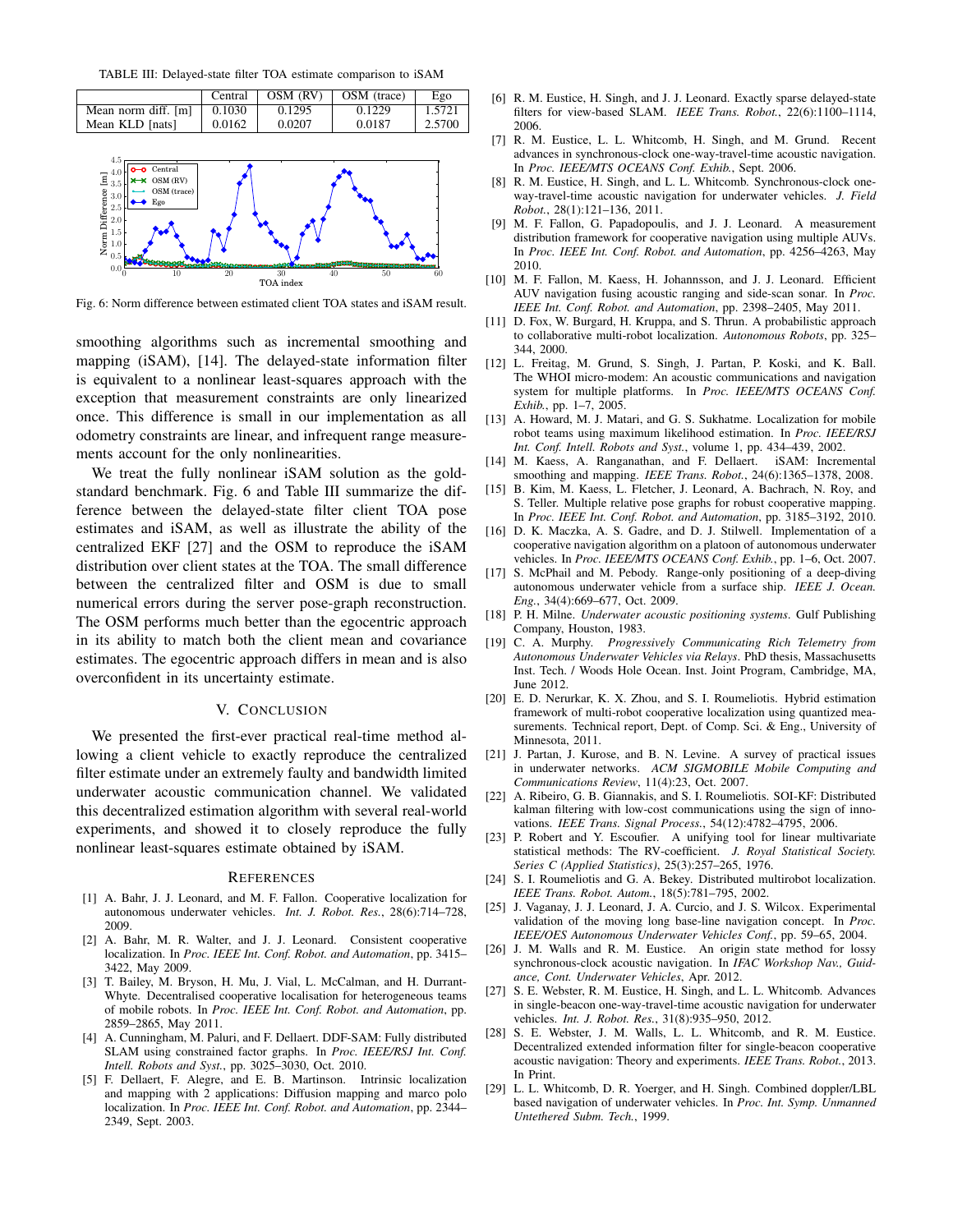TABLE III: Delayed-state filter TOA estimate comparison to iSAM

| | Central | OSM (RV) | OSM (trace) | Ego |
|---|---|---|---|---|
| Mean norm diff. [m] | 0.1030 | 0.1295 | 0.1229 | 1.5721 |
| Mean KLD [nats] | 0.0162 | 0.0207 | 0.0187 | 2.5700 |

Central
OSM (RV)
OSM (trace)
Ego
Norm Difference [m]
TOA index
0 10 20 30 40 50 60
0.0 0.5 1.0 1.5 2.0 2.5 3.0 3.5 4.0 4.5

Fig. 6: Norm difference between estimated client TOA states and iSAM result.

smoothing algorithms such as incremental smoothing and mapping (iSAM), [14]. The delayed-state information filter is equivalent to a nonlinear least-squares approach with the exception that measurement constraints are only linearized once. This difference is small in our implementation as all odometry constraints are linear, and infrequent range measurements account for the only nonlinearities.

We treat the fully nonlinear iSAM solution as the gold-standard benchmark. Fig. 6 and Table III summarize the difference between the delayed-state filter client TOA pose estimates and iSAM, as well as illustrate the ability of the centralized EKF [27] and the OSM to reproduce the iSAM distribution over client states at the TOA. The small difference between the centralized filter and OSM is due to small numerical errors during the server pose-graph reconstruction. The OSM performs much better than the egocentric approach in its ability to match both the client mean and covariance estimates. The egocentric approach differs in mean and is also overconfident in its uncertainty estimate.

## V. Conclusion

We presented the first-ever practical real-time method allowing a client vehicle to exactly reproduce the centralized filter estimate under an extremely faulty and bandwidth limited underwater acoustic communication channel. We validated this decentralized estimation algorithm with several real-world experiments, and showed it to closely reproduce the fully nonlinear least-squares estimate obtained by iSAM.

## References

[1] A. Bahr, J. J. Leonard, and M. F. Fallon. Cooperative localization for autonomous underwater vehicles. *Int. J. Robot. Res.*, 28(6):714–728, 2009.

[2] A. Bahr, M. R. Walter, and J. J. Leonard. Consistent cooperative localization. In *Proc. IEEE Int. Conf. Robot. and Automation*, pp. 3415–3422, May 2009.

[3] T. Bailey, M. Bryson, H. Mu, J. Vial, L. McCalman, and H. Durrant-Whyte. Decentralised cooperative localisation for heterogeneous teams of mobile robots. In *Proc. IEEE Int. Conf. Robot. and Automation*, pp. 2859–2865, May 2011.

[4] A. Cunningham, M. Paluri, and F. Dellaert. DDF-SAM: Fully distributed SLAM using constrained factor graphs. In *Proc. IEEE/RSJ Int. Conf. Intell. Robots and Syst.*, pp. 3025–3030, Oct. 2010.

[5] F. Dellaert, F. Alegre, and E. B. Martinson. Intrinsic localization and mapping with 2 applications: Diffusion mapping and marco polo localization. In *Proc. IEEE Int. Conf. Robot. and Automation*, pp. 2344–2349, Sept. 2003.

[6] R. M. Eustice, H. Singh, and J. J. Leonard. Exactly sparse delayed-state filters for view-based SLAM. *IEEE Trans. Robot.*, 22(6):1100–1114, 2006.

[7] R. M. Eustice, L. L. Whitcomb, H. Singh, and M. Grund. Recent advances in synchronous-clock one-way-travel-time acoustic navigation. In *Proc. IEEE/MTS OCEANS Conf. Exhib.*, Sept. 2006.

[8] R. M. Eustice, H. Singh, and L. L. Whitcomb. Synchronous-clock one-way-travel-time acoustic navigation for underwater vehicles. *J. Field Robot.*, 28(1):121–136, 2011.

[9] M. F. Fallon, G. Papadopoulis, and J. J. Leonard. A measurement distribution framework for cooperative navigation using multiple AUVs. In *Proc. IEEE Int. Conf. Robot. and Automation*, pp. 4256–4263, May 2010.

[10] M. F. Fallon, M. Kaess, H. Johannsson, and J. J. Leonard. Efficient AUV navigation fusing acoustic ranging and side-scan sonar. In *Proc. IEEE Int. Conf. Robot. and Automation*, pp. 2398–2405, May 2011.

[11] D. Fox, W. Burgard, H. Kruppa, and S. Thrun. A probabilistic approach to collaborative multi-robot localization. *Autonomous Robots*, pp. 325–344, 2000.

[12] L. Freitag, M. Grund, S. Singh, J. Partan, P. Koski, and K. Ball. The WHOI micro-modem: An acoustic communications and navigation system for multiple platforms. In *Proc. IEEE/MTS OCEANS Conf. Exhib.*, pp. 1–7, 2005.

[13] A. Howard, M. J. Matari, and G. S. Sukhatme. Localization for mobile robot teams using maximum likelihood estimation. In *Proc. IEEE/RSJ Int. Conf. Intell. Robots and Syst.*, volume 1, pp. 434–439, 2002.

[14] M. Kaess, A. Ranganathan, and F. Dellaert. iSAM: Incremental smoothing and mapping. *IEEE Trans. Robot.*, 24(6):1365–1378, 2008.

[15] B. Kim, M. Kaess, L. Fletcher, J. Leonard, A. Bachrach, N. Roy, and S. Teller. Multiple relative pose graphs for robust cooperative mapping. In *Proc. IEEE Int. Conf. Robot. and Automation*, pp. 3185–3192, 2010.

[16] D. K. Maczka, A. S. Gadre, and D. J. Stilwell. Implementation of a cooperative navigation algorithm on a platoon of autonomous underwater vehicles. In *Proc. IEEE/MTS OCEANS Conf. Exhib.*, pp. 1–6, Oct. 2007.

[17] S. McPhail and M. Pebody. Range-only positioning of a deep-diving autonomous underwater vehicle from a surface ship. *IEEE J. Ocean. Eng.*, 34(4):669–677, Oct. 2009.

[18] P. H. Milne. *Underwater acoustic positioning systems*. Gulf Publishing Company, Houston, 1983.

[19] C. A. Murphy. *Progressively Communicating Rich Telemetry from Autonomous Underwater Vehicles via Relays*. PhD thesis, Massachusetts Inst. Tech. / Woods Hole Ocean. Inst. Joint Program, Cambridge, MA, June 2012.

[20] E. D. Nerurkar, K. X. Zhou, and S. I. Roumeliotis. Hybrid estimation framework of multi-robot cooperative localization using quantized measurements. Technical report, Dept. of Comp. Sci. & Eng., University of Minnesota, 2011.

[21] J. Partan, J. Kurose, and B. N. Levine. A survey of practical issues in underwater networks. *ACM SIGMOBILE Mobile Computing and Communications Review*, 11(4):23, Oct. 2007.

[22] A. Ribeiro, G. B. Giannakis, and S. I. Roumeliotis. SOI-KF: Distributed kalman filtering with low-cost communications using the sign of innovations. *IEEE Trans. Signal Process.*, 54(12):4782–4795, 2006.

[23] P. Robert and Y. Escoufier. A unifying tool for linear multivariate statistical methods: The RV-coefficient. *J. Royal Statistical Society. Series C (Applied Statistics)*, 25(3):257–265, 1976.

[24] S. I. Roumeliotis and G. A. Bekey. Distributed multirobot localization. *IEEE Trans. Robot. Autom.*, 18(5):781–795, 2002.

[25] J. Vaganay, J. J. Leonard, J. A. Curcio, and J. S. Willcox. Experimental validation of the moving long base-line navigation concept. In *Proc. IEEE/OES Autonomous Underwater Vehicles Conf.*, pp. 59–65, 2004.

[26] J. M. Walls and R. M. Eustice. An origin state method for lossy synchronous-clock acoustic navigation. In *IFAC Workshop Nav., Guidance, Cont. Underwater Vehicles*, Apr. 2012.

[27] S. E. Webster, R. M. Eustice, H. Singh, and L. L. Whitcomb. Advances in single-beacon one-way-travel-time acoustic navigation for underwater vehicles. *Int. J. Robot. Res.*, 31(8):935–950, 2012.

[28] S. E. Webster, J. M. Walls, L. L. Whitcomb, and R. M. Eustice. Decentralized extended information filter for single-beacon cooperative acoustic navigation: Theory and experiments. *IEEE Trans. Robot.*, 2013. In Print.

[29] L. L. Whitcomb, D. R. Yoerger, and H. Singh. Combined doppler/LBL based navigation of underwater vehicles. In *Proc. Int. Symp. Unmanned Untethered Subm. Tech.*, 1999.